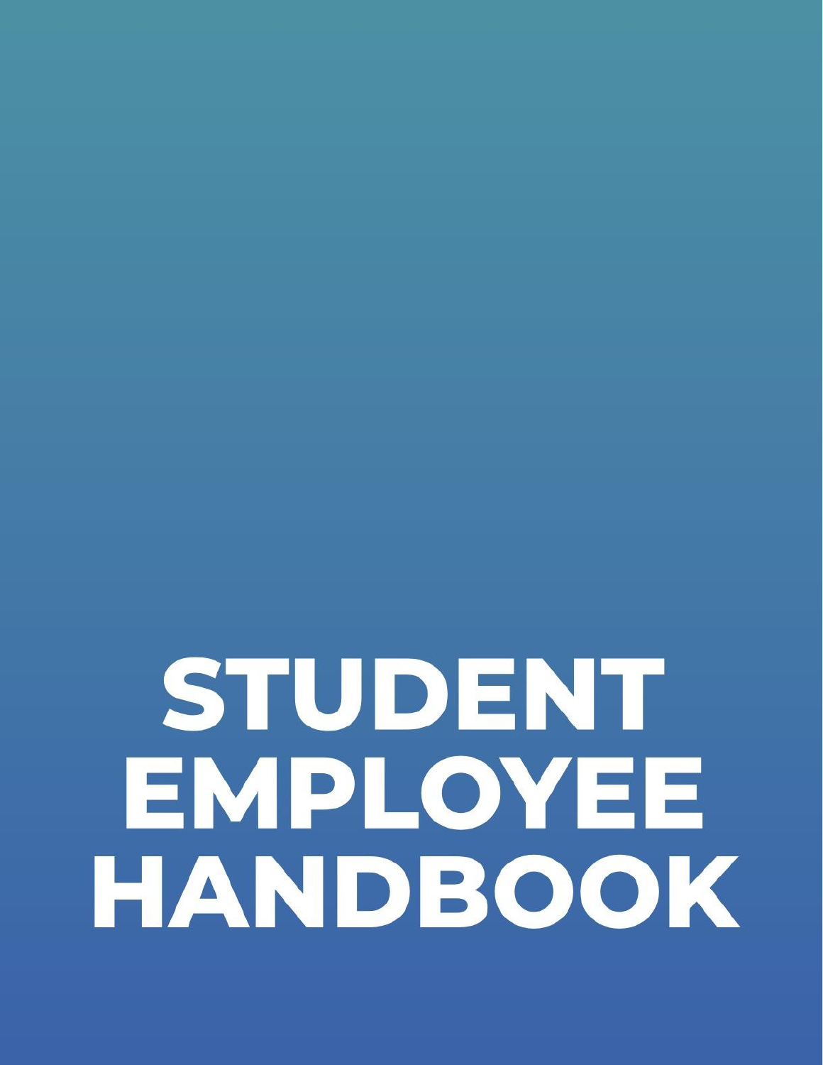# STUDENT EMPLOYEE HANDBOOK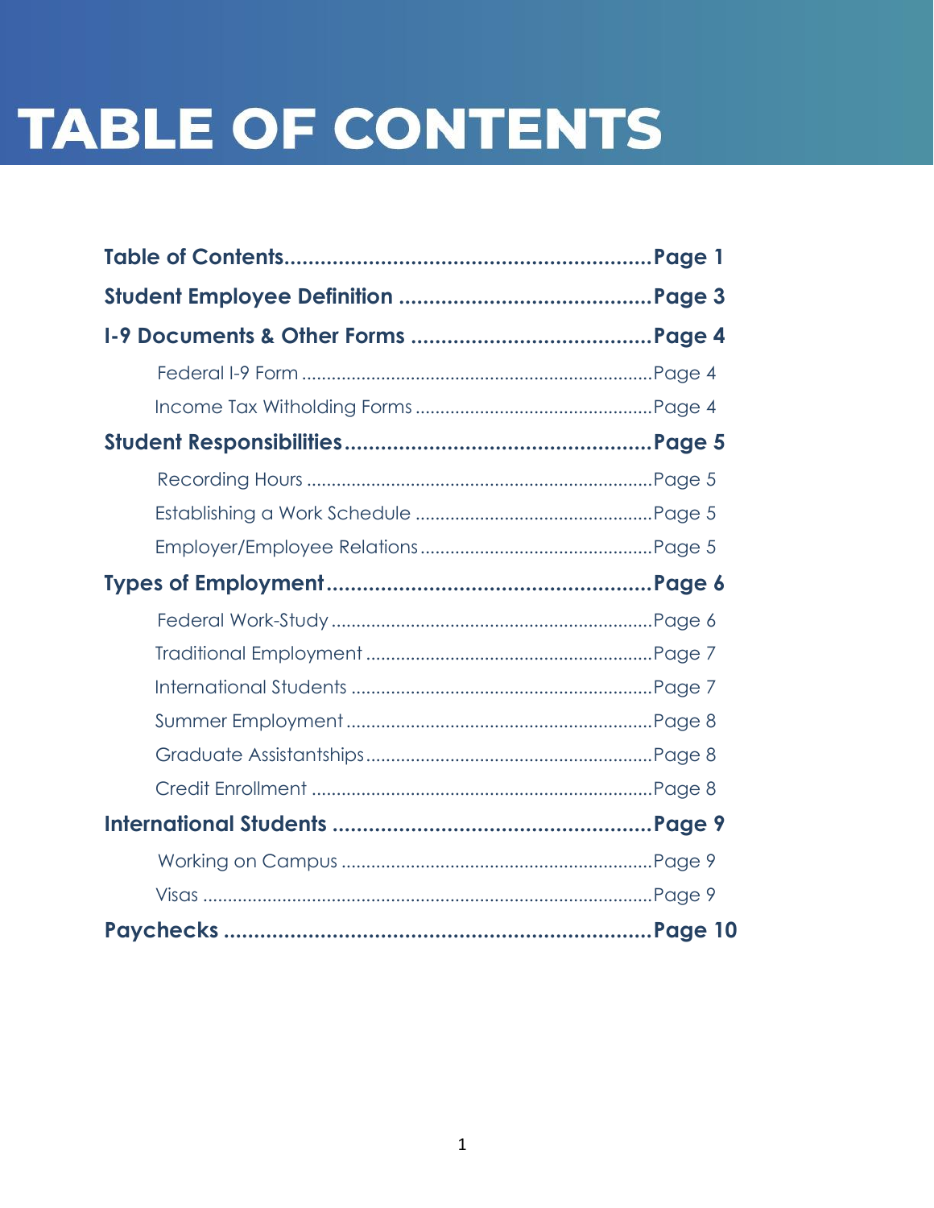# TABLE OF CONTENTS

**Table of Contents............................................................Page 1**

**Student Employee Definition ..........................................Page 3**

**I-9 Documents & Other Forms ........................................Page 4**

- Federal I-9 Form ......................................................................Page 4
- Income Tax Witholding Forms ...............................................Page 4

**Student Responsibilities...................................................Page 5**

- Recording Hours .....................................................................Page 5
- Establishing a Work Schedule ...............................................Page 5
- Employer/Employee Relations..............................................Page 5

**Types of Employment......................................................Page 6**

- Federal Work-Study ................................................................Page 6
- Traditional Employment .........................................................Page 7
- International Students ...........................................................Page 7
- Summer Employment ............................................................Page 8
- Graduate Assistantships........................................................Page 8
- Credit Enrollment ...................................................................Page 8

**International Students .....................................................Page 9**

- Working on Campus .............................................................Page 9
- Visas .........................................................................................Page 9

**Paychecks ........................................................................Page 10**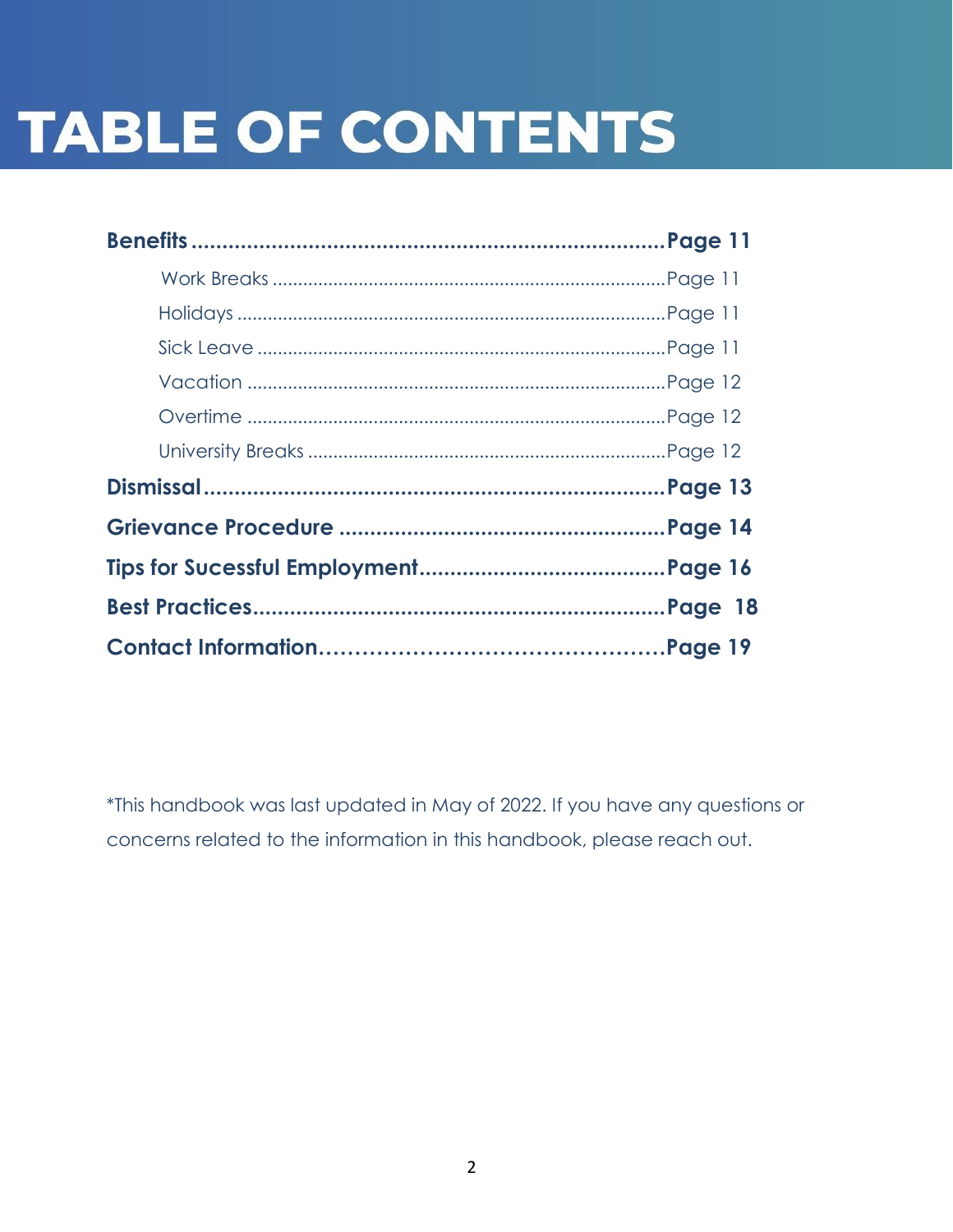# TABLE OF CONTENTS

**Benefits ............................................................................ Page 11**

- Work Breaks ............................................................................ Page 11
- Holidays ................................................................................... Page 11
- Sick Leave ............................................................................... Page 11
- Vacation ................................................................................. Page 12
- Overtime ................................................................................. Page 12
- University Breaks ..................................................................... Page 12

**Dismissal .......................................................................... Page 13**

**Grievance Procedure ..................................................... Page 14**

**Tips for Sucessful Employment....................................... Page 16**

**Best Practices.................................................................. Page 18**

**Contact Information………………………………………… Page 19**

*This handbook was last updated in May of 2022. If you have any questions or concerns related to the information in this handbook, please reach out.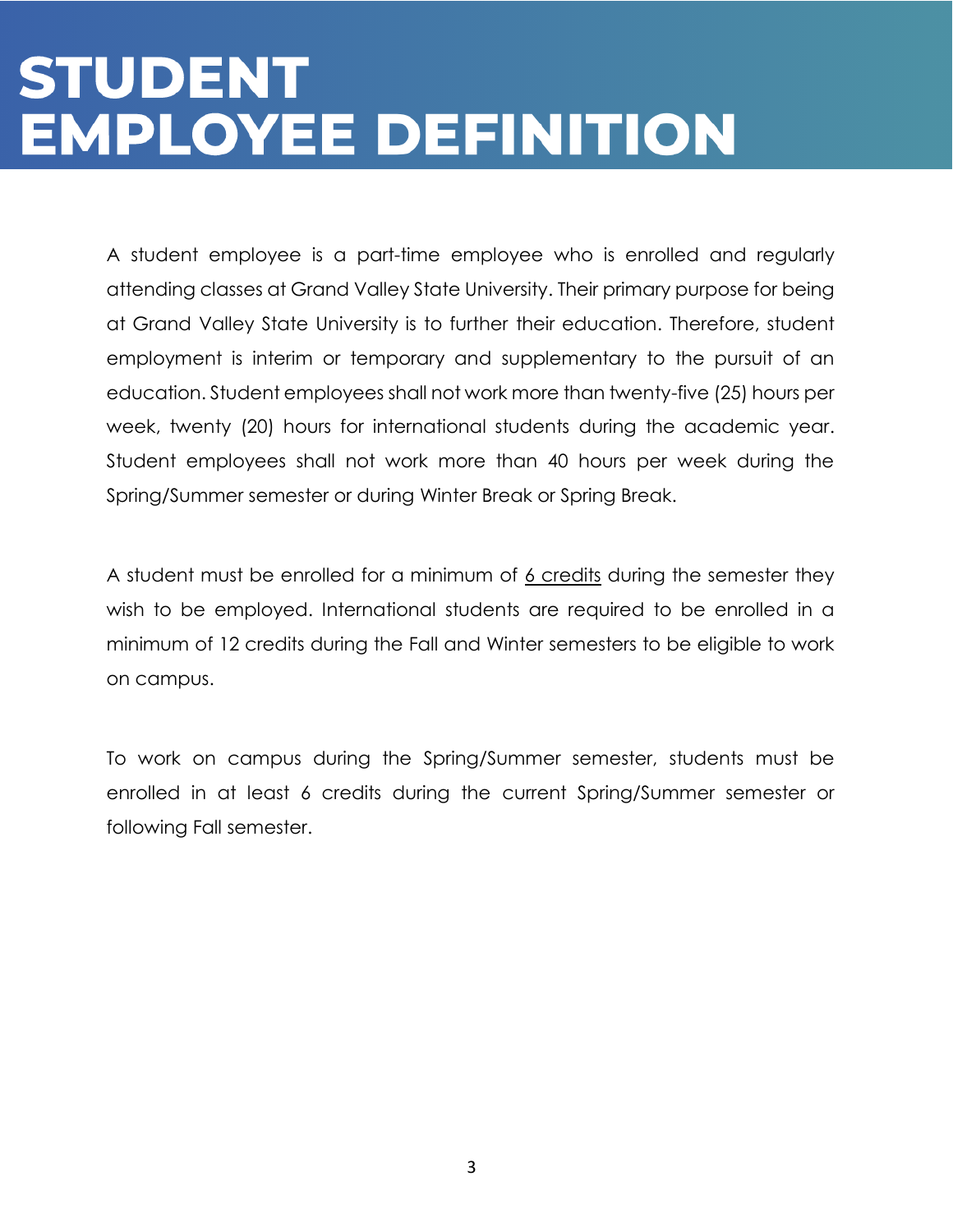# STUDENT EMPLOYEE DEFINITION

A student employee is a part-time employee who is enrolled and regularly attending classes at Grand Valley State University. Their primary purpose for being at Grand Valley State University is to further their education. Therefore, student employment is interim or temporary and supplementary to the pursuit of an education. Student employees shall not work more than twenty-five (25) hours per week, twenty (20) hours for international students during the academic year. Student employees shall not work more than 40 hours per week during the Spring/Summer semester or during Winter Break or Spring Break.

A student must be enrolled for a minimum of 6 credits during the semester they wish to be employed. International students are required to be enrolled in a minimum of 12 credits during the Fall and Winter semesters to be eligible to work on campus.

To work on campus during the Spring/Summer semester, students must be enrolled in at least 6 credits during the current Spring/Summer semester or following Fall semester.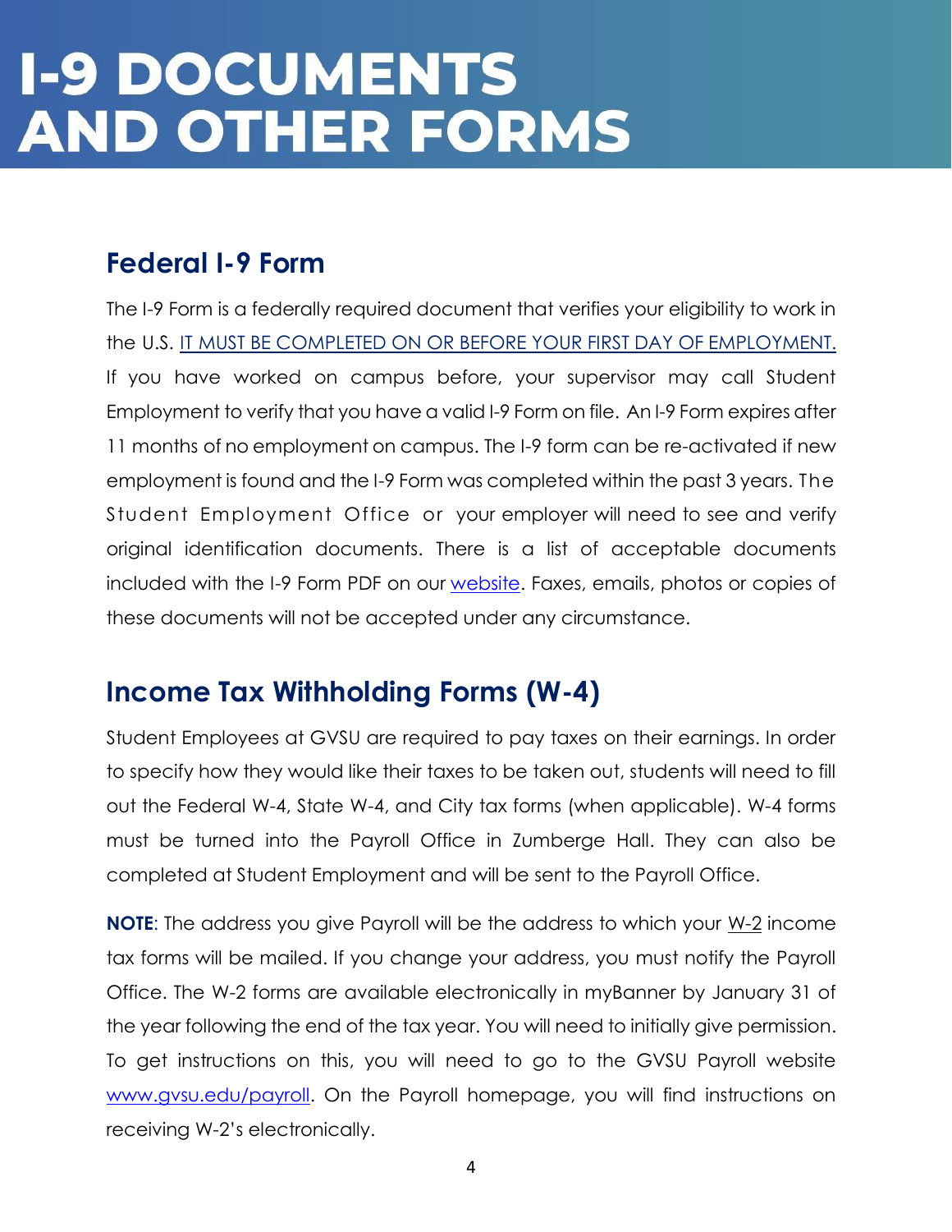# I-9 DOCUMENTS AND OTHER FORMS

## Federal I-9 Form

The I-9 Form is a federally required document that verifies your eligibility to work in the U.S. IT MUST BE COMPLETED ON OR BEFORE YOUR FIRST DAY OF EMPLOYMENT. If you have worked on campus before, your supervisor may call Student Employment to verify that you have a valid I-9 Form on file. An I-9 Form expires after 11 months of no employment on campus. The I-9 form can be re-activated if new employment is found and the I-9 Form was completed within the past 3 years. The Student Employment Office or your employer will need to see and verify original identification documents. There is a list of acceptable documents included with the I-9 Form PDF on our website. Faxes, emails, photos or copies of these documents will not be accepted under any circumstance.

## Income Tax Withholding Forms (W-4)

Student Employees at GVSU are required to pay taxes on their earnings. In order to specify how they would like their taxes to be taken out, students will need to fill out the Federal W-4, State W-4, and City tax forms (when applicable). W-4 forms must be turned into the Payroll Office in Zumberge Hall. They can also be completed at Student Employment and will be sent to the Payroll Office.

**NOTE**: The address you give Payroll will be the address to which your W-2 income tax forms will be mailed. If you change your address, you must notify the Payroll Office. The W-2 forms are available electronically in myBanner by January 31 of the year following the end of the tax year. You will need to initially give permission. To get instructions on this, you will need to go to the GVSU Payroll website www.gvsu.edu/payroll. On the Payroll homepage, you will find instructions on receiving W-2's electronically.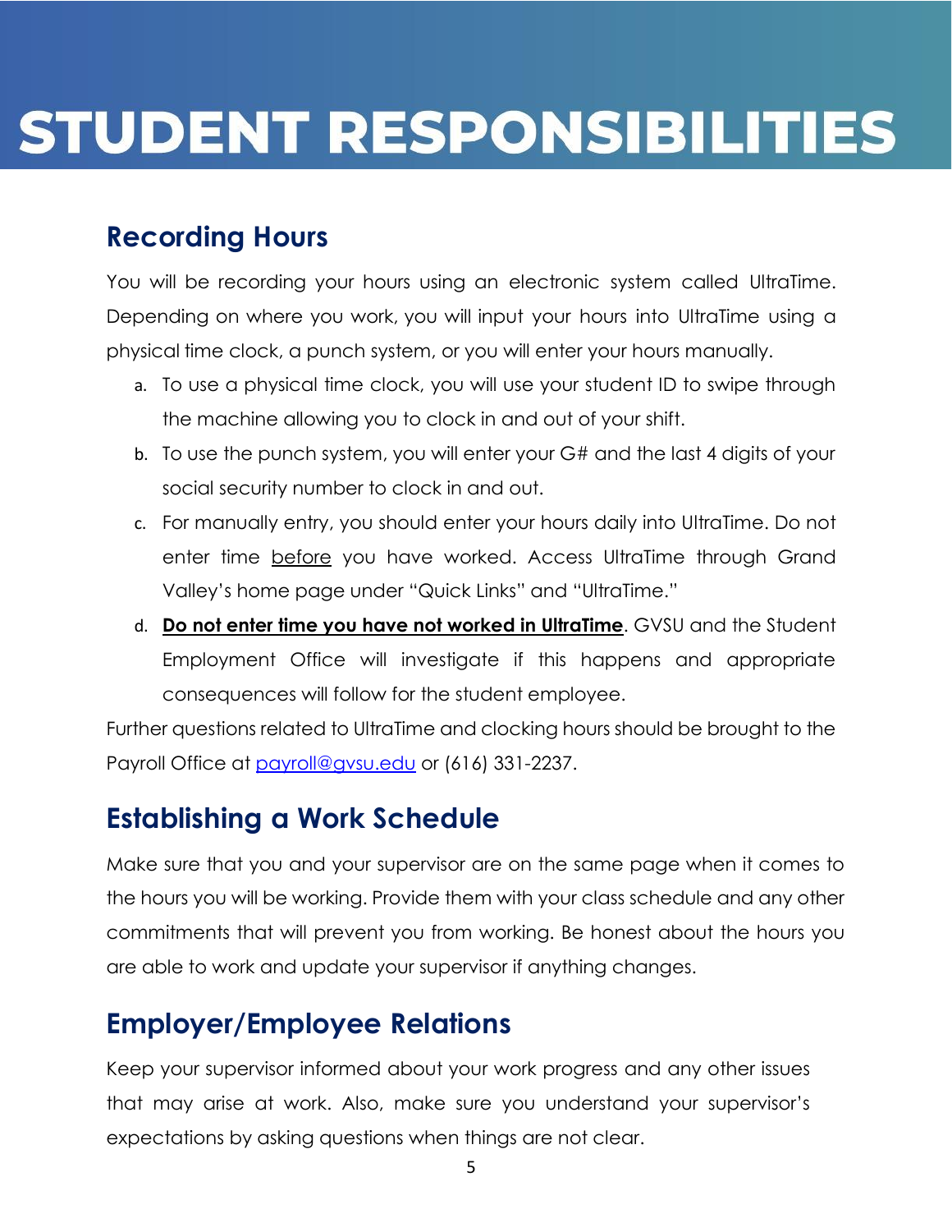# STUDENT RESPONSIBILITIES

## Recording Hours

You will be recording your hours using an electronic system called UltraTime. Depending on where you work, you will input your hours into UltraTime using a physical time clock, a punch system, or you will enter your hours manually.

a. To use a physical time clock, you will use your student ID to swipe through the machine allowing you to clock in and out of your shift.

b. To use the punch system, you will enter your G# and the last 4 digits of your social security number to clock in and out.

c. For manually entry, you should enter your hours daily into UltraTime. Do not enter time before you have worked. Access UltraTime through Grand Valley's home page under "Quick Links" and "UltraTime."

d. **Do not enter time you have not worked in UltraTime**. GVSU and the Student Employment Office will investigate if this happens and appropriate consequences will follow for the student employee.

Further questions related to UltraTime and clocking hours should be brought to the Payroll Office at payroll@gvsu.edu or (616) 331-2237.

## Establishing a Work Schedule

Make sure that you and your supervisor are on the same page when it comes to the hours you will be working. Provide them with your class schedule and any other commitments that will prevent you from working. Be honest about the hours you are able to work and update your supervisor if anything changes.

## Employer/Employee Relations

Keep your supervisor informed about your work progress and any other issues that may arise at work. Also, make sure you understand your supervisor's expectations by asking questions when things are not clear.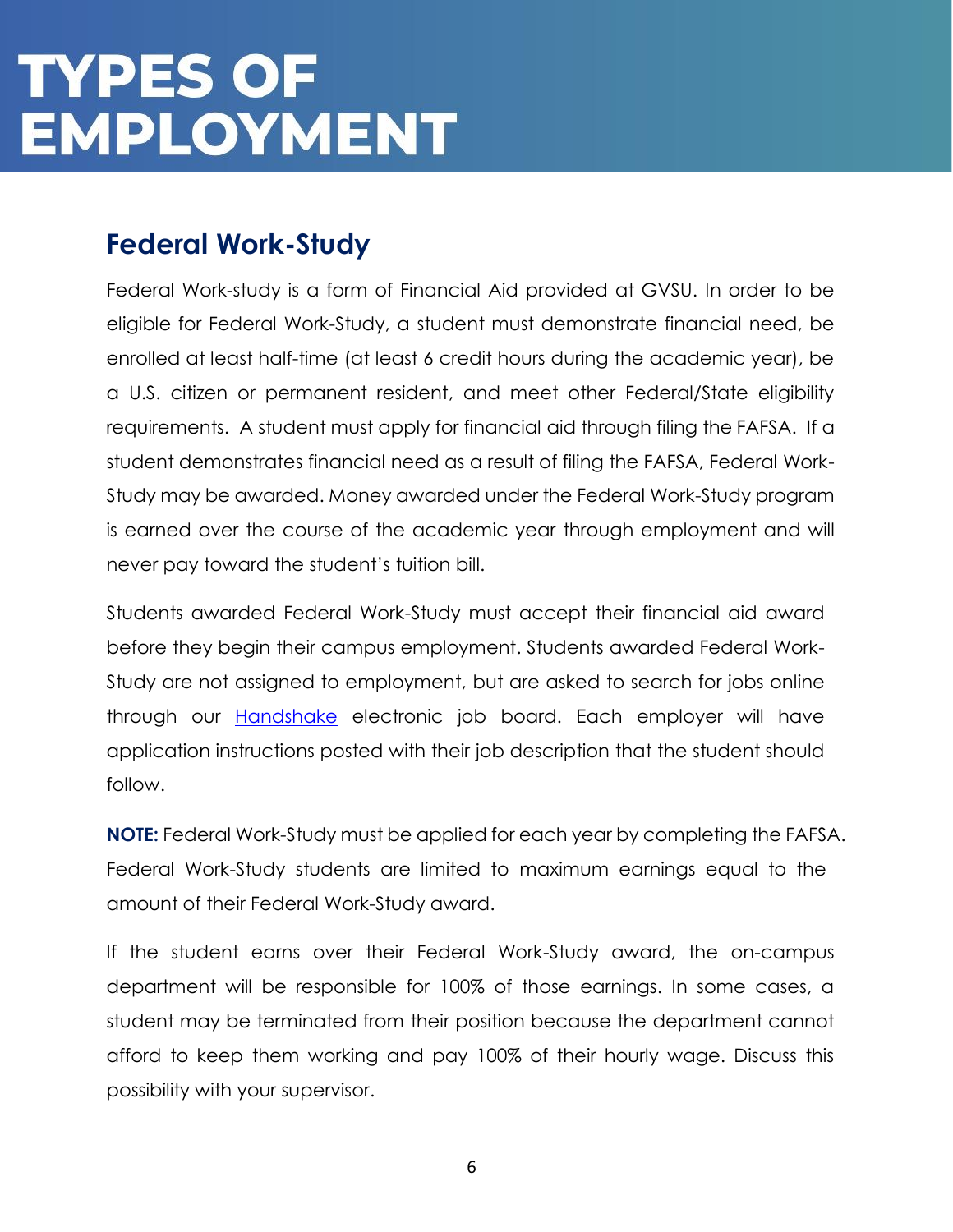# TYPES OF EMPLOYMENT

## Federal Work-Study

Federal Work-study is a form of Financial Aid provided at GVSU. In order to be eligible for Federal Work-Study, a student must demonstrate financial need, be enrolled at least half-time (at least 6 credit hours during the academic year), be a U.S. citizen or permanent resident, and meet other Federal/State eligibility requirements. A student must apply for financial aid through filing the FAFSA. If a student demonstrates financial need as a result of filing the FAFSA, Federal Work-Study may be awarded. Money awarded under the Federal Work-Study program is earned over the course of the academic year through employment and will never pay toward the student's tuition bill.

Students awarded Federal Work-Study must accept their financial aid award before they begin their campus employment. Students awarded Federal Work-Study are not assigned to employment, but are asked to search for jobs online through our Handshake electronic job board. Each employer will have application instructions posted with their job description that the student should follow.

**NOTE:** Federal Work-Study must be applied for each year by completing the FAFSA. Federal Work-Study students are limited to maximum earnings equal to the amount of their Federal Work-Study award.

If the student earns over their Federal Work-Study award, the on-campus department will be responsible for 100% of those earnings. In some cases, a student may be terminated from their position because the department cannot afford to keep them working and pay 100% of their hourly wage. Discuss this possibility with your supervisor.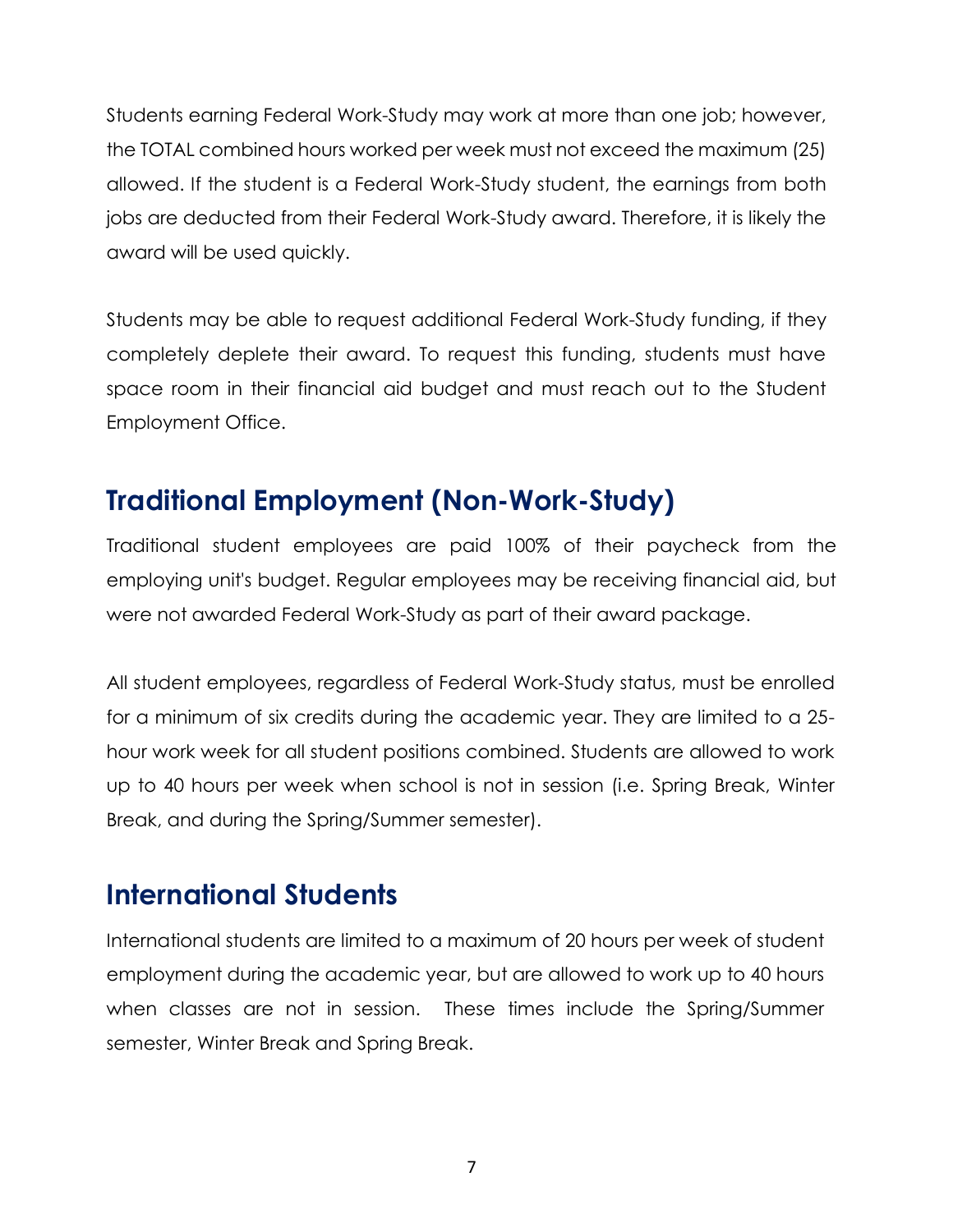Students earning Federal Work-Study may work at more than one job; however, the TOTAL combined hours worked per week must not exceed the maximum (25) allowed. If the student is a Federal Work-Study student, the earnings from both jobs are deducted from their Federal Work-Study award. Therefore, it is likely the award will be used quickly.

Students may be able to request additional Federal Work-Study funding, if they completely deplete their award. To request this funding, students must have space room in their financial aid budget and must reach out to the Student Employment Office.

## Traditional Employment (Non-Work-Study)

Traditional student employees are paid 100% of their paycheck from the employing unit's budget. Regular employees may be receiving financial aid, but were not awarded Federal Work-Study as part of their award package.

All student employees, regardless of Federal Work-Study status, must be enrolled for a minimum of six credits during the academic year. They are limited to a 25-hour work week for all student positions combined. Students are allowed to work up to 40 hours per week when school is not in session (i.e. Spring Break, Winter Break, and during the Spring/Summer semester).

## International Students

International students are limited to a maximum of 20 hours per week of student employment during the academic year, but are allowed to work up to 40 hours when classes are not in session. These times include the Spring/Summer semester, Winter Break and Spring Break.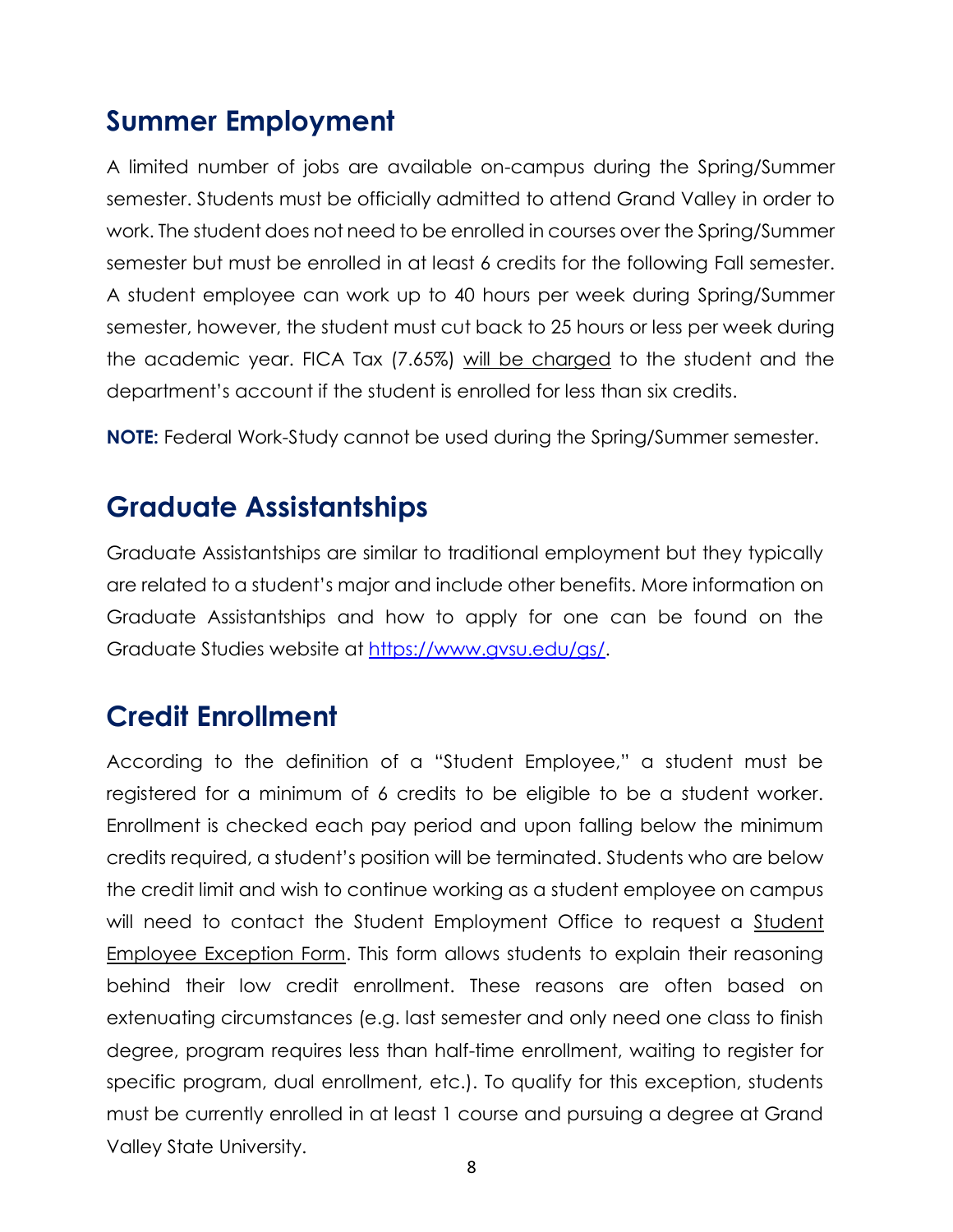## Summer Employment

A limited number of jobs are available on-campus during the Spring/Summer semester. Students must be officially admitted to attend Grand Valley in order to work. The student does not need to be enrolled in courses over the Spring/Summer semester but must be enrolled in at least 6 credits for the following Fall semester. A student employee can work up to 40 hours per week during Spring/Summer semester, however, the student must cut back to 25 hours or less per week during the academic year. FICA Tax (7.65%) will be charged to the student and the department's account if the student is enrolled for less than six credits.

**NOTE:** Federal Work-Study cannot be used during the Spring/Summer semester.

## Graduate Assistantships

Graduate Assistantships are similar to traditional employment but they typically are related to a student's major and include other benefits. More information on Graduate Assistantships and how to apply for one can be found on the Graduate Studies website at [https://www.gvsu.edu/gs/](https://www.gvsu.edu/gs/).

## Credit Enrollment

According to the definition of a "Student Employee," a student must be registered for a minimum of 6 credits to be eligible to be a student worker. Enrollment is checked each pay period and upon falling below the minimum credits required, a student's position will be terminated. Students who are below the credit limit and wish to continue working as a student employee on campus will need to contact the Student Employment Office to request a Student Employee Exception Form. This form allows students to explain their reasoning behind their low credit enrollment. These reasons are often based on extenuating circumstances (e.g. last semester and only need one class to finish degree, program requires less than half-time enrollment, waiting to register for specific program, dual enrollment, etc.). To qualify for this exception, students must be currently enrolled in at least 1 course and pursuing a degree at Grand Valley State University.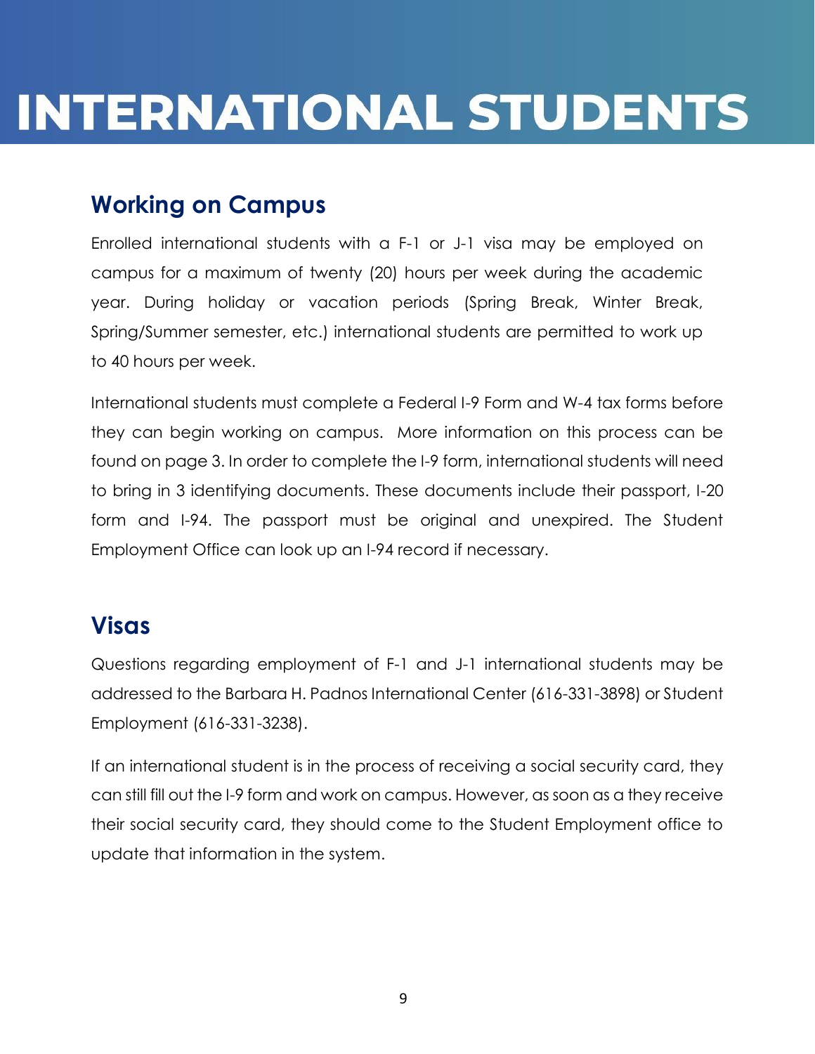# INTERNATIONAL STUDENTS

## Working on Campus

Enrolled international students with a F-1 or J-1 visa may be employed on campus for a maximum of twenty (20) hours per week during the academic year. During holiday or vacation periods (Spring Break, Winter Break, Spring/Summer semester, etc.) international students are permitted to work up to 40 hours per week.

International students must complete a Federal I-9 Form and W-4 tax forms before they can begin working on campus. More information on this process can be found on page 3. In order to complete the I-9 form, international students will need to bring in 3 identifying documents. These documents include their passport, I-20 form and I-94. The passport must be original and unexpired. The Student Employment Office can look up an I-94 record if necessary.

## Visas

Questions regarding employment of F-1 and J-1 international students may be addressed to the Barbara H. Padnos International Center (616-331-3898) or Student Employment (616-331-3238).

If an international student is in the process of receiving a social security card, they can still fill out the I-9 form and work on campus. However, as soon as a they receive their social security card, they should come to the Student Employment office to update that information in the system.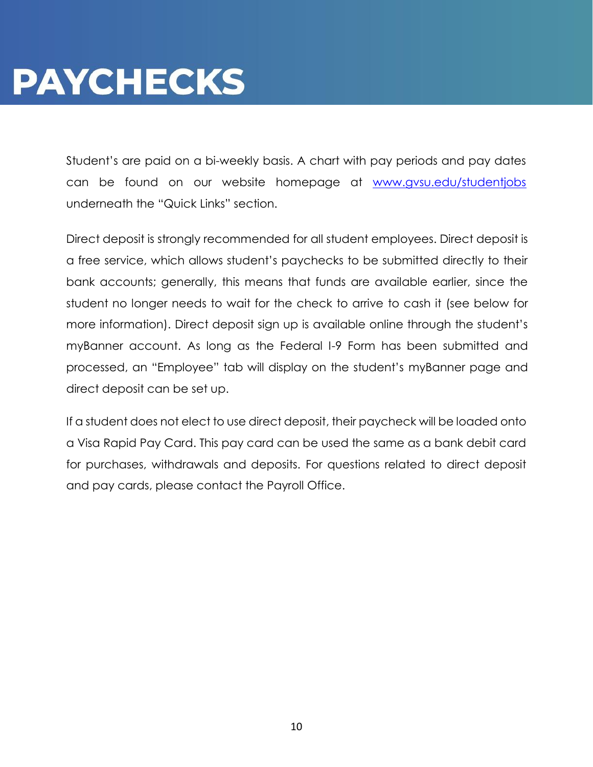# PAYCHECKS

Student's are paid on a bi-weekly basis. A chart with pay periods and pay dates can be found on our website homepage at [www.gvsu.edu/studentjobs](http://www.gvsu.edu/studentjobs) underneath the "Quick Links" section.

Direct deposit is strongly recommended for all student employees. Direct deposit is a free service, which allows student's paychecks to be submitted directly to their bank accounts; generally, this means that funds are available earlier, since the student no longer needs to wait for the check to arrive to cash it (see below for more information). Direct deposit sign up is available online through the student's myBanner account. As long as the Federal I-9 Form has been submitted and processed, an "Employee" tab will display on the student's myBanner page and direct deposit can be set up.

If a student does not elect to use direct deposit, their paycheck will be loaded onto a Visa Rapid Pay Card. This pay card can be used the same as a bank debit card for purchases, withdrawals and deposits. For questions related to direct deposit and pay cards, please contact the Payroll Office.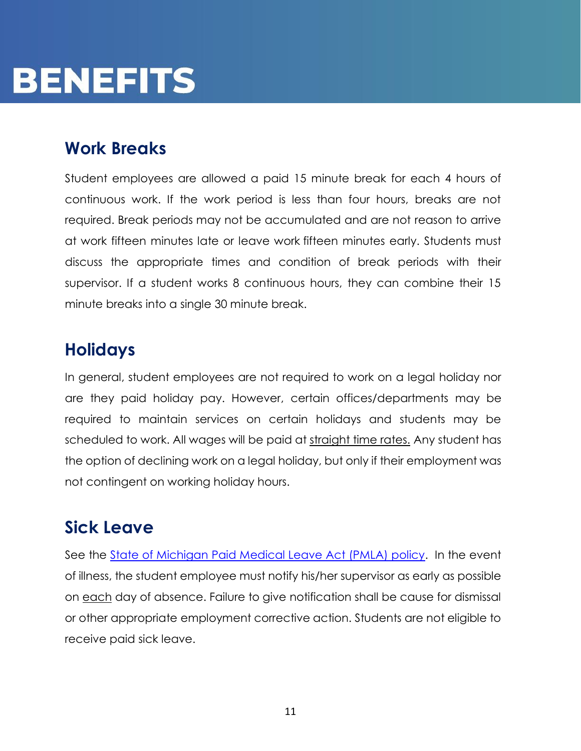# BENEFITS

## Work Breaks

Student employees are allowed a paid 15 minute break for each 4 hours of continuous work. If the work period is less than four hours, breaks are not required. Break periods may not be accumulated and are not reason to arrive at work fifteen minutes late or leave work fifteen minutes early. Students must discuss the appropriate times and condition of break periods with their supervisor. If a student works 8 continuous hours, they can combine their 15 minute breaks into a single 30 minute break.

## Holidays

In general, student employees are not required to work on a legal holiday nor are they paid holiday pay. However, certain offices/departments may be required to maintain services on certain holidays and students may be scheduled to work. All wages will be paid at straight time rates. Any student has the option of declining work on a legal holiday, but only if their employment was not contingent on working holiday hours.

## Sick Leave

See the State of Michigan Paid Medical Leave Act (PMLA) policy. In the event of illness, the student employee must notify his/her supervisor as early as possible on each day of absence. Failure to give notification shall be cause for dismissal or other appropriate employment corrective action. Students are not eligible to receive paid sick leave.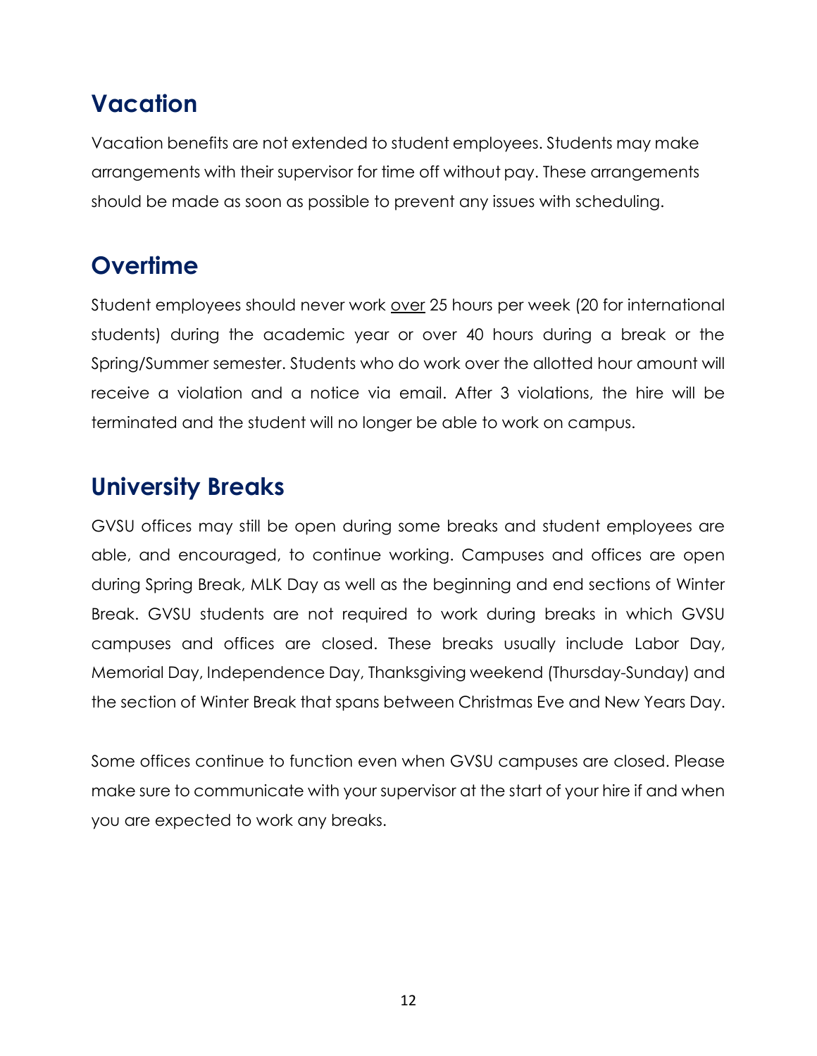## Vacation

Vacation benefits are not extended to student employees. Students may make arrangements with their supervisor for time off without pay. These arrangements should be made as soon as possible to prevent any issues with scheduling.

## Overtime

Student employees should never work <u>over</u> 25 hours per week (20 for international students) during the academic year or over 40 hours during a break or the Spring/Summer semester. Students who do work over the allotted hour amount will receive a violation and a notice via email. After 3 violations, the hire will be terminated and the student will no longer be able to work on campus.

## University Breaks

GVSU offices may still be open during some breaks and student employees are able, and encouraged, to continue working. Campuses and offices are open during Spring Break, MLK Day as well as the beginning and end sections of Winter Break. GVSU students are not required to work during breaks in which GVSU campuses and offices are closed. These breaks usually include Labor Day, Memorial Day, Independence Day, Thanksgiving weekend (Thursday-Sunday) and the section of Winter Break that spans between Christmas Eve and New Years Day.

Some offices continue to function even when GVSU campuses are closed. Please make sure to communicate with your supervisor at the start of your hire if and when you are expected to work any breaks.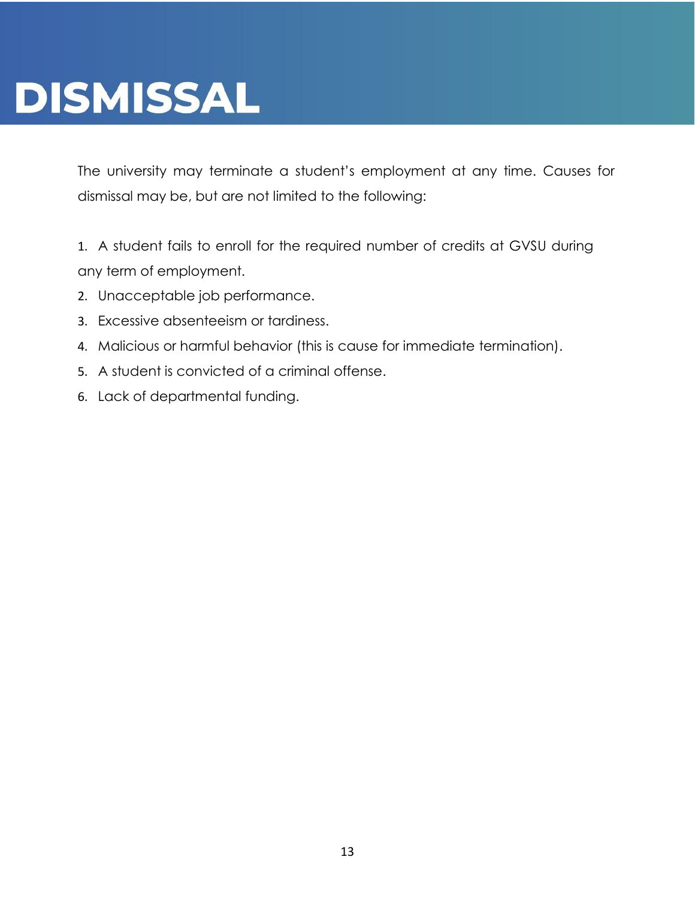# DISMISSAL

The university may terminate a student's employment at any time. Causes for dismissal may be, but are not limited to the following:

1. A student fails to enroll for the required number of credits at GVSU during any term of employment.
2. Unacceptable job performance.
3. Excessive absenteeism or tardiness.
4. Malicious or harmful behavior (this is cause for immediate termination).
5. A student is convicted of a criminal offense.
6. Lack of departmental funding.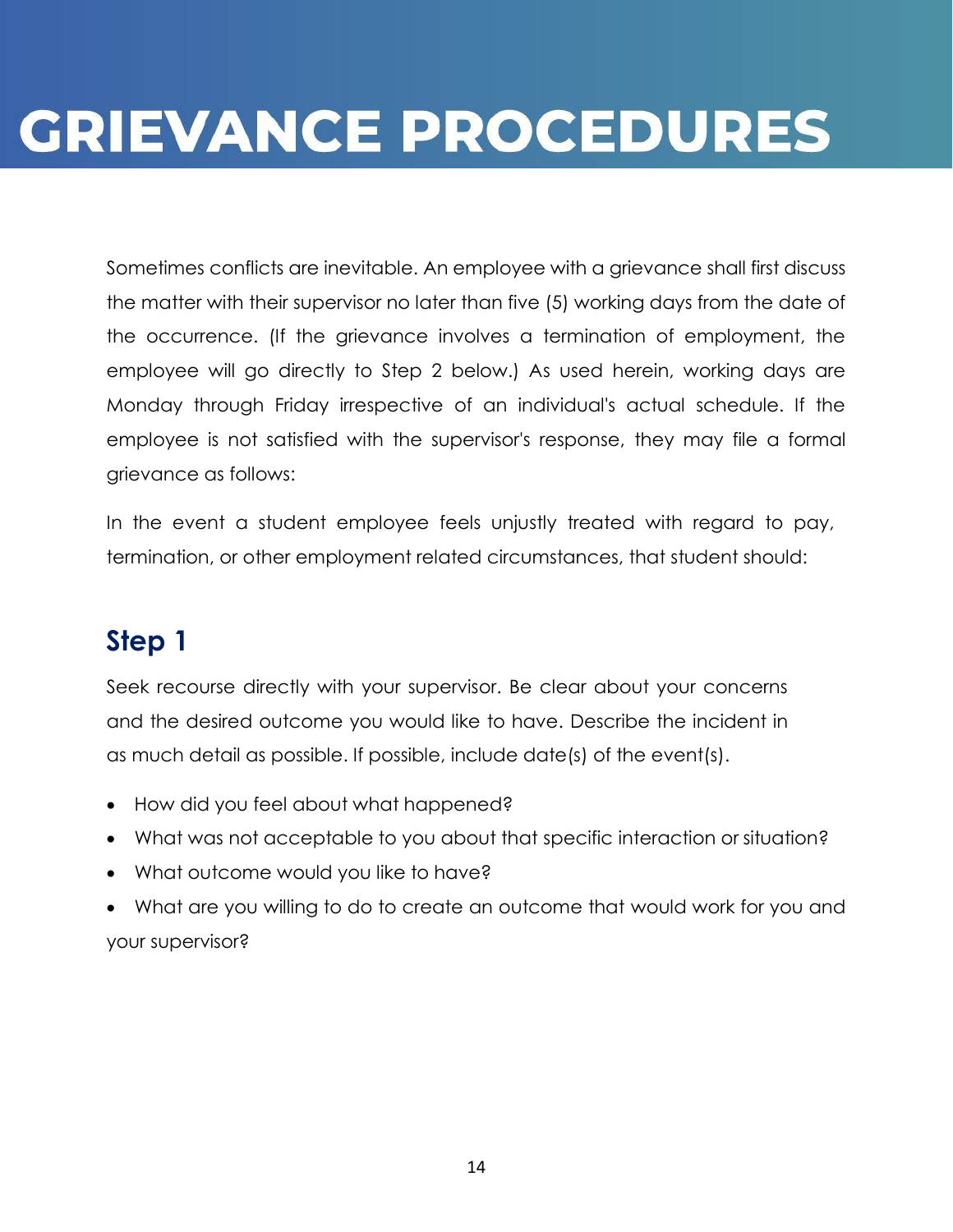# GRIEVANCE PROCEDURES

Sometimes conflicts are inevitable. An employee with a grievance shall first discuss the matter with their supervisor no later than five (5) working days from the date of the occurrence. (If the grievance involves a termination of employment, the employee will go directly to Step 2 below.) As used herein, working days are Monday through Friday irrespective of an individual's actual schedule. If the employee is not satisfied with the supervisor's response, they may file a formal grievance as follows:

In the event a student employee feels unjustly treated with regard to pay, termination, or other employment related circumstances, that student should:

## Step 1

Seek recourse directly with your supervisor. Be clear about your concerns and the desired outcome you would like to have. Describe the incident in as much detail as possible. If possible, include date(s) of the event(s).

- How did you feel about what happened?
- What was not acceptable to you about that specific interaction or situation?
- What outcome would you like to have?
- What are you willing to do to create an outcome that would work for you and your supervisor?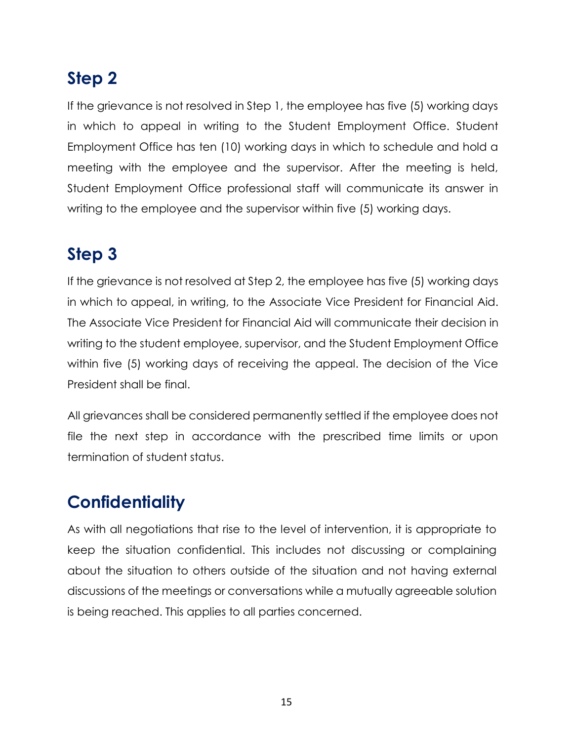## Step 2

If the grievance is not resolved in Step 1, the employee has five (5) working days in which to appeal in writing to the Student Employment Office. Student Employment Office has ten (10) working days in which to schedule and hold a meeting with the employee and the supervisor. After the meeting is held, Student Employment Office professional staff will communicate its answer in writing to the employee and the supervisor within five (5) working days.

## Step 3

If the grievance is not resolved at Step 2, the employee has five (5) working days in which to appeal, in writing, to the Associate Vice President for Financial Aid. The Associate Vice President for Financial Aid will communicate their decision in writing to the student employee, supervisor, and the Student Employment Office within five (5) working days of receiving the appeal. The decision of the Vice President shall be final.

All grievances shall be considered permanently settled if the employee does not file the next step in accordance with the prescribed time limits or upon termination of student status.

## Confidentiality

As with all negotiations that rise to the level of intervention, it is appropriate to keep the situation confidential. This includes not discussing or complaining about the situation to others outside of the situation and not having external discussions of the meetings or conversations while a mutually agreeable solution is being reached. This applies to all parties concerned.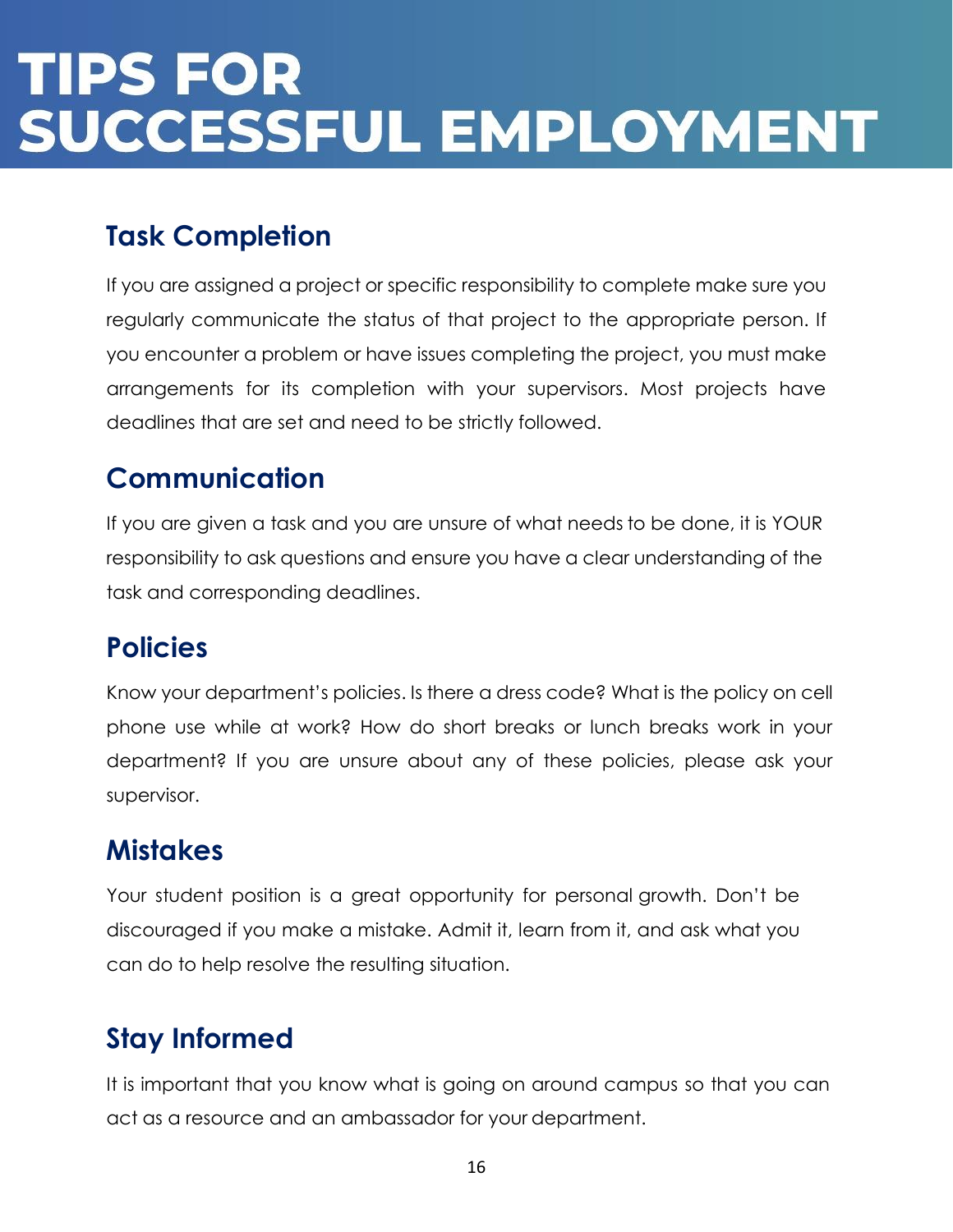# TIPS FOR SUCCESSFUL EMPLOYMENT

## Task Completion

If you are assigned a project or specific responsibility to complete make sure you regularly communicate the status of that project to the appropriate person. If you encounter a problem or have issues completing the project, you must make arrangements for its completion with your supervisors. Most projects have deadlines that are set and need to be strictly followed.

## Communication

If you are given a task and you are unsure of what needs to be done, it is YOUR responsibility to ask questions and ensure you have a clear understanding of the task and corresponding deadlines.

## Policies

Know your department's policies. Is there a dress code? What is the policy on cell phone use while at work? How do short breaks or lunch breaks work in your department? If you are unsure about any of these policies, please ask your supervisor.

## Mistakes

Your student position is a great opportunity for personal growth. Don't be discouraged if you make a mistake. Admit it, learn from it, and ask what you can do to help resolve the resulting situation.

## Stay Informed

It is important that you know what is going on around campus so that you can act as a resource and an ambassador for your department.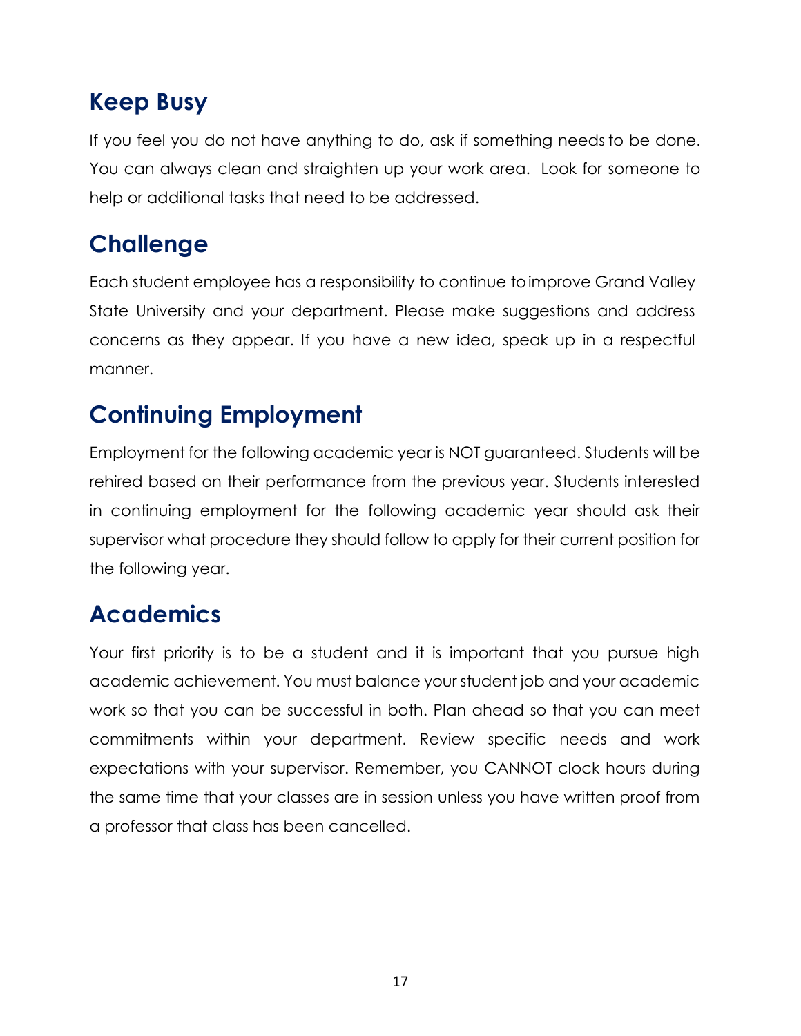## Keep Busy

If you feel you do not have anything to do, ask if something needs to be done. You can always clean and straighten up your work area. Look for someone to help or additional tasks that need to be addressed.

## Challenge

Each student employee has a responsibility to continue to improve Grand Valley State University and your department. Please make suggestions and address concerns as they appear. If you have a new idea, speak up in a respectful manner.

## Continuing Employment

Employment for the following academic year is NOT guaranteed. Students will be rehired based on their performance from the previous year. Students interested in continuing employment for the following academic year should ask their supervisor what procedure they should follow to apply for their current position for the following year.

## Academics

Your first priority is to be a student and it is important that you pursue high academic achievement. You must balance your student job and your academic work so that you can be successful in both. Plan ahead so that you can meet commitments within your department. Review specific needs and work expectations with your supervisor. Remember, you CANNOT clock hours during the same time that your classes are in session unless you have written proof from a professor that class has been cancelled.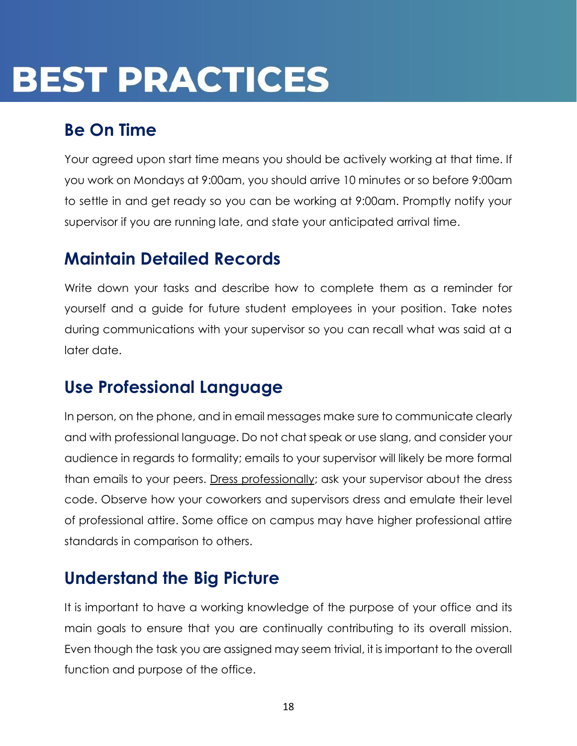# BEST PRACTICES

## Be On Time

Your agreed upon start time means you should be actively working at that time. If you work on Mondays at 9:00am, you should arrive 10 minutes or so before 9:00am to settle in and get ready so you can be working at 9:00am. Promptly notify your supervisor if you are running late, and state your anticipated arrival time.

## Maintain Detailed Records

Write down your tasks and describe how to complete them as a reminder for yourself and a guide for future student employees in your position. Take notes during communications with your supervisor so you can recall what was said at a later date.

## Use Professional Language

In person, on the phone, and in email messages make sure to communicate clearly and with professional language. Do not chat speak or use slang, and consider your audience in regards to formality; emails to your supervisor will likely be more formal than emails to your peers. Dress professionally; ask your supervisor about the dress code. Observe how your coworkers and supervisors dress and emulate their level of professional attire. Some office on campus may have higher professional attire standards in comparison to others.

## Understand the Big Picture

It is important to have a working knowledge of the purpose of your office and its main goals to ensure that you are continually contributing to its overall mission. Even though the task you are assigned may seem trivial, it is important to the overall function and purpose of the office.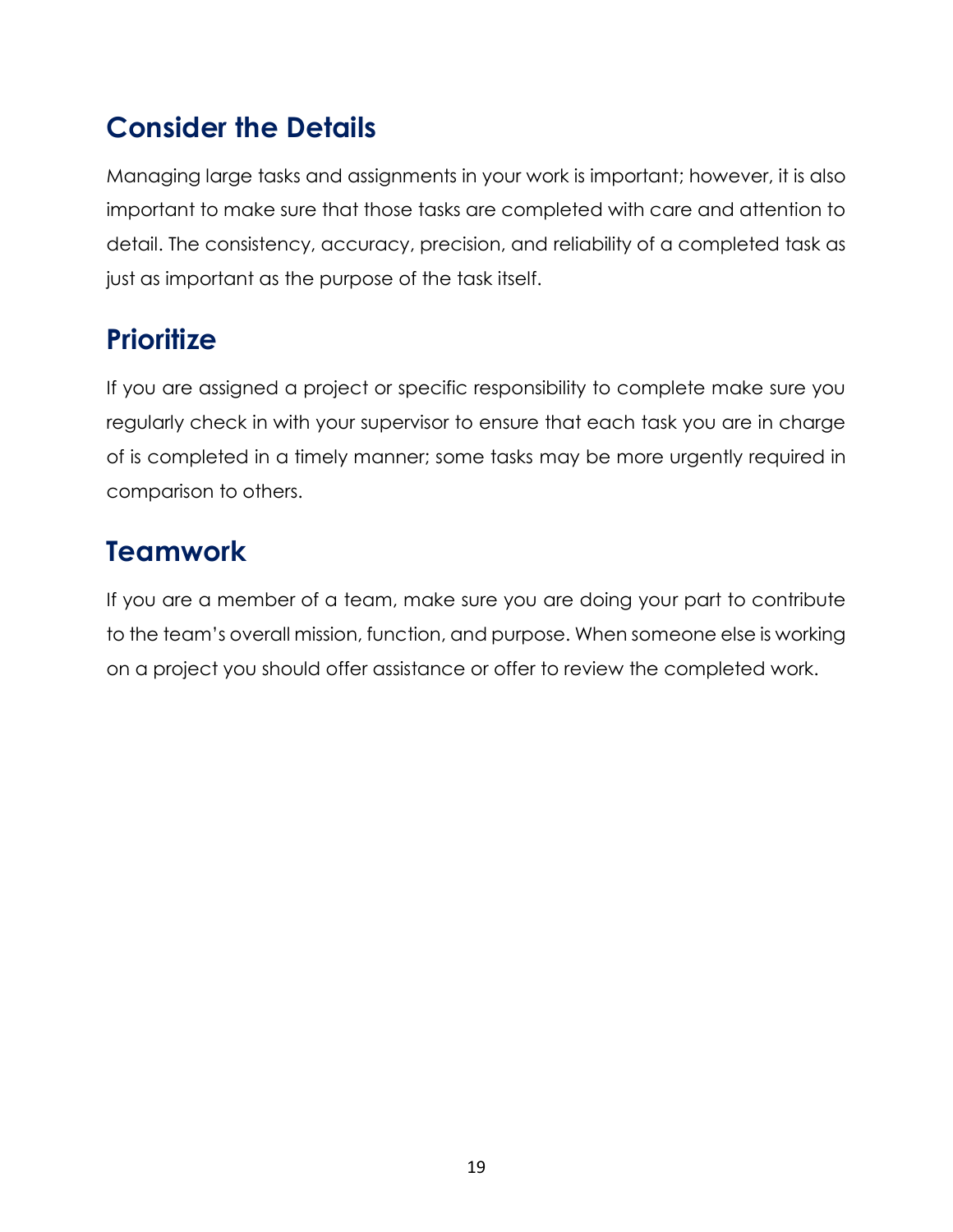## Consider the Details

Managing large tasks and assignments in your work is important; however, it is also important to make sure that those tasks are completed with care and attention to detail. The consistency, accuracy, precision, and reliability of a completed task as just as important as the purpose of the task itself.

## Prioritize

If you are assigned a project or specific responsibility to complete make sure you regularly check in with your supervisor to ensure that each task you are in charge of is completed in a timely manner; some tasks may be more urgently required in comparison to others.

## Teamwork

If you are a member of a team, make sure you are doing your part to contribute to the team's overall mission, function, and purpose. When someone else is working on a project you should offer assistance or offer to review the completed work.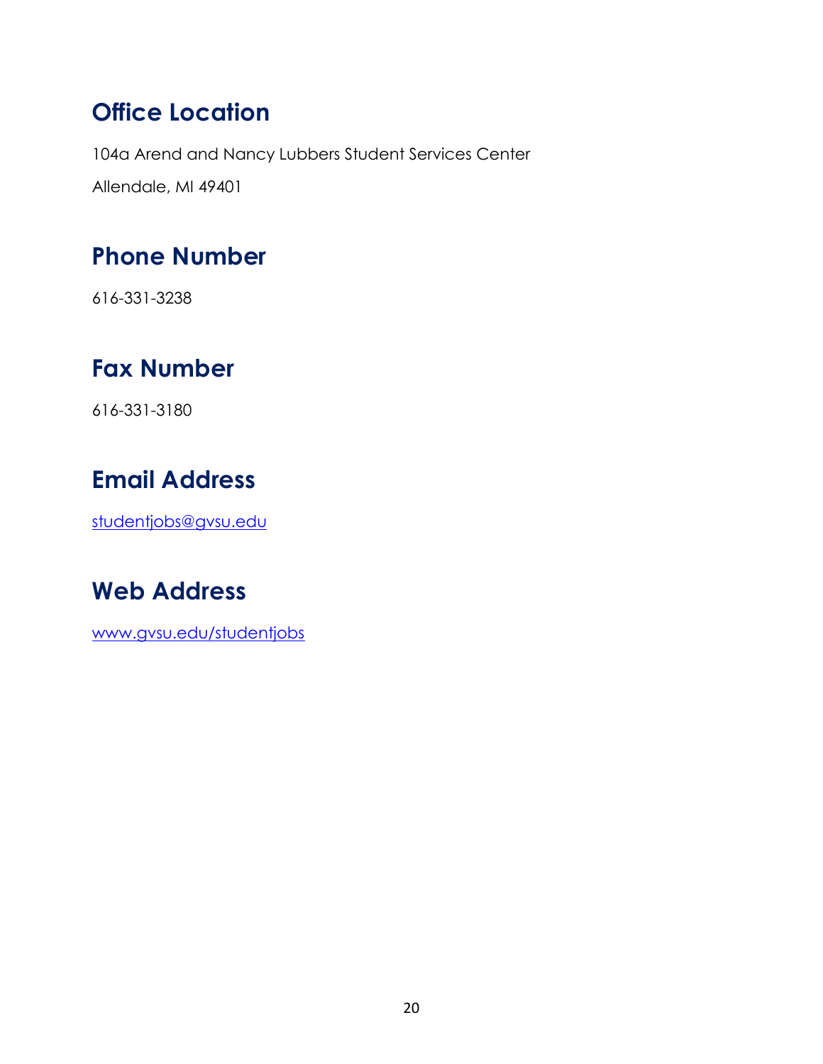## Office Location

104a Arend and Nancy Lubbers Student Services Center

Allendale, MI 49401

## Phone Number

616-331-3238

## Fax Number

616-331-3180

## Email Address

studentjobs@gvsu.edu

## Web Address

www.gvsu.edu/studentjobs